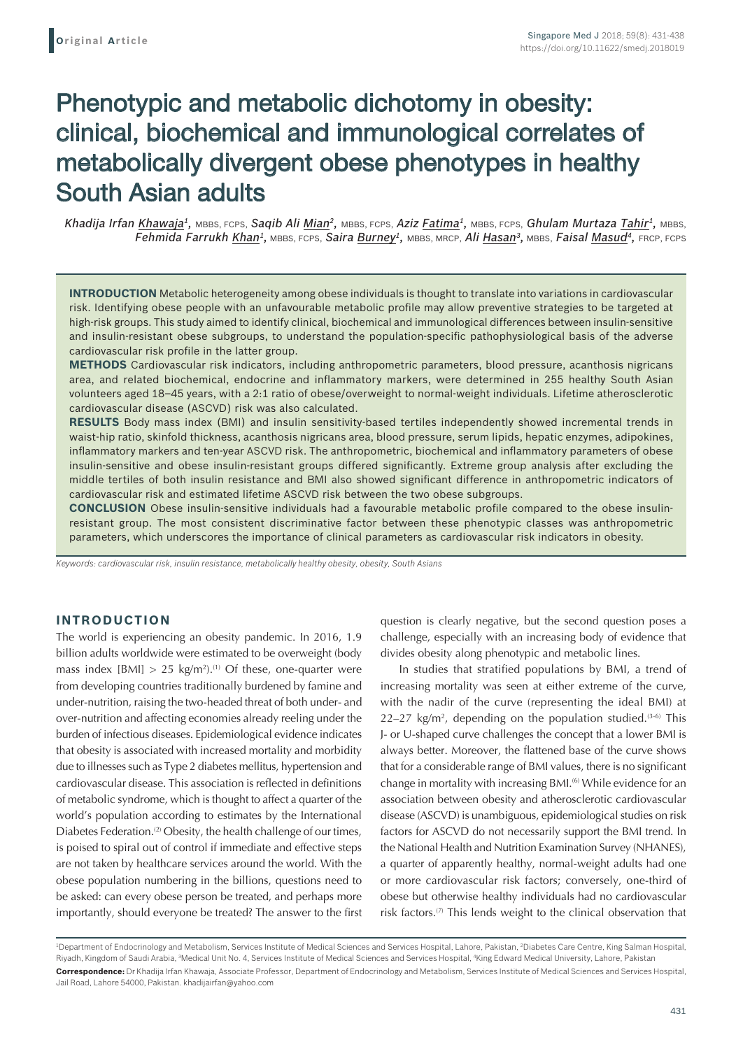Original Article

# Phenotypic and metabolic dichotomy in obesity: clinical, biochemical and immunological correlates of metabolically divergent obese phenotypes in healthy South Asian adults

*Khadija Irfan Khawaja*[1], MBBS, FCPS, *Saqib Ali Mian*[2], MBBS, FCPS, *Aziz Fatima*[1], MBBS, FCPS, *Ghulam Murtaza Tahir*[1], MBBS, *Fehmida Farrukh Khan*[1], MBBS, FCPS, *Saira Burney*[1], MBBS, MRCP, *Ali Hasan*[3], MBBS, *Faisal Masud*[4], FRCP, FCPS

**INTRODUCTION** Metabolic heterogeneity among obese individuals is thought to translate into variations in cardiovascular risk. Identifying obese people with an unfavourable metabolic profile may allow preventive strategies to be targeted at high-risk groups. This study aimed to identify clinical, biochemical and immunological differences between insulin-sensitive and insulin-resistant obese subgroups, to understand the population-specific pathophysiological basis of the adverse cardiovascular risk profile in the latter group.

**METHODS** Cardiovascular risk indicators, including anthropometric parameters, blood pressure, acanthosis nigricans area, and related biochemical, endocrine and inflammatory markers, were determined in 255 healthy South Asian volunteers aged 18–45 years, with a 2:1 ratio of obese/overweight to normal-weight individuals. Lifetime atherosclerotic cardiovascular disease (ASCVD) risk was also calculated.

**RESULTS** Body mass index (BMI) and insulin sensitivity-based tertiles independently showed incremental trends in waist-hip ratio, skinfold thickness, acanthosis nigricans area, blood pressure, serum lipids, hepatic enzymes, adipokines, inflammatory markers and ten-year ASCVD risk. The anthropometric, biochemical and inflammatory parameters of obese insulin-sensitive and obese insulin-resistant groups differed significantly. Extreme group analysis after excluding the middle tertiles of both insulin resistance and BMI also showed significant difference in anthropometric indicators of cardiovascular risk and estimated lifetime ASCVD risk between the two obese subgroups.

**CONCLUSION** Obese insulin-sensitive individuals had a favourable metabolic profile compared to the obese insulin-resistant group. The most consistent discriminative factor between these phenotypic classes was anthropometric parameters, which underscores the importance of clinical parameters as cardiovascular risk indicators in obesity.

*Keywords: cardiovascular risk, insulin resistance, metabolically healthy obesity, obesity, South Asians*

## INTRODUCTION

The world is experiencing an obesity pandemic. In 2016, 1.9 billion adults worldwide were estimated to be overweight (body mass index [BMI] > 25 kg/m$^2$).[1] Of these, one-quarter were from developing countries traditionally burdened by famine and under-nutrition, raising the two-headed threat of both under- and over-nutrition and affecting economies already reeling under the burden of infectious diseases. Epidemiological evidence indicates that obesity is associated with increased mortality and morbidity due to illnesses such as Type 2 diabetes mellitus, hypertension and cardiovascular disease. This association is reflected in definitions of metabolic syndrome, which is thought to affect a quarter of the world's population according to estimates by the International Diabetes Federation.[2] Obesity, the health challenge of our times, is poised to spiral out of control if immediate and effective steps are not taken by healthcare services around the world. With the obese population numbering in the billions, questions need to be asked: can every obese person be treated, and perhaps more importantly, should everyone be treated? The answer to the first question is clearly negative, but the second question poses a challenge, especially with an increasing body of evidence that divides obesity along phenotypic and metabolic lines.

In studies that stratified populations by BMI, a trend of increasing mortality was seen at either extreme of the curve, with the nadir of the curve (representing the ideal BMI) at 22–27 kg/m$^2$, depending on the population studied.[3-6] This J- or U-shaped curve challenges the concept that a lower BMI is always better. Moreover, the flattened base of the curve shows that for a considerable range of BMI values, there is no significant change in mortality with increasing BMI.[6] While evidence for an association between obesity and atherosclerotic cardiovascular disease (ASCVD) is unambiguous, epidemiological studies on risk factors for ASCVD do not necessarily support the BMI trend. In the National Health and Nutrition Examination Survey (NHANES), a quarter of apparently healthy, normal-weight adults had one or more cardiovascular risk factors; conversely, one-third of obese but otherwise healthy individuals had no cardiovascular risk factors.[7] This lends weight to the clinical observation that

[1]Department of Endocrinology and Metabolism, Services Institute of Medical Sciences and Services Hospital, Lahore, Pakistan, [2]Diabetes Care Centre, King Salman Hospital, Riyadh, Kingdom of Saudi Arabia, [3]Medical Unit No. 4, Services Institute of Medical Sciences and Services Hospital, [4]King Edward Medical University, Lahore, Pakistan

**Correspondence:** Dr Khadija Irfan Khawaja, Associate Professor, Department of Endocrinology and Metabolism, Services Institute of Medical Sciences and Services Hospital, Jail Road, Lahore 54000, Pakistan. khadijairfan@yahoo.com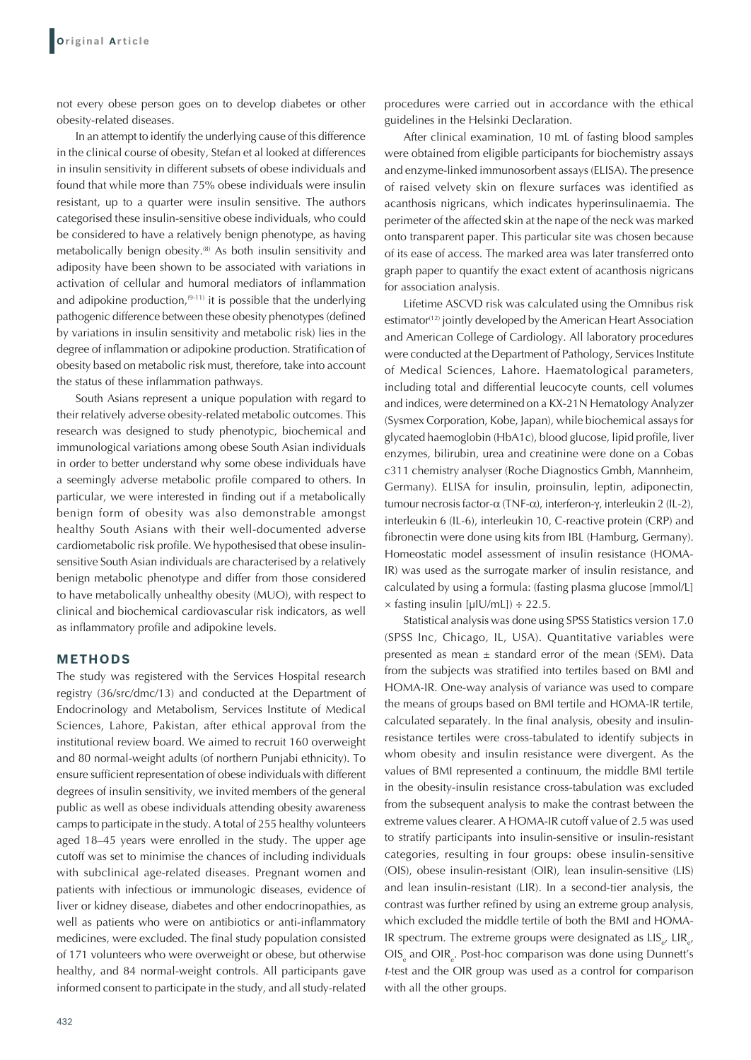not every obese person goes on to develop diabetes or other obesity-related diseases.

In an attempt to identify the underlying cause of this difference in the clinical course of obesity, Stefan et al looked at differences in insulin sensitivity in different subsets of obese individuals and found that while more than 75% obese individuals were insulin resistant, up to a quarter were insulin sensitive. The authors categorised these insulin-sensitive obese individuals, who could be considered to have a relatively benign phenotype, as having metabolically benign obesity.[8] As both insulin sensitivity and adiposity have been shown to be associated with variations in activation of cellular and humoral mediators of inflammation and adipokine production,[9-11] it is possible that the underlying pathogenic difference between these obesity phenotypes (defined by variations in insulin sensitivity and metabolic risk) lies in the degree of inflammation or adipokine production. Stratification of obesity based on metabolic risk must, therefore, take into account the status of these inflammation pathways.

South Asians represent a unique population with regard to their relatively adverse obesity-related metabolic outcomes. This research was designed to study phenotypic, biochemical and immunological variations among obese South Asian individuals in order to better understand why some obese individuals have a seemingly adverse metabolic profile compared to others. In particular, we were interested in finding out if a metabolically benign form of obesity was also demonstrable amongst healthy South Asians with their well-documented adverse cardiometabolic risk profile. We hypothesised that obese insulin-sensitive South Asian individuals are characterised by a relatively benign metabolic phenotype and differ from those considered to have metabolically unhealthy obesity (MUO), with respect to clinical and biochemical cardiovascular risk indicators, as well as inflammatory profile and adipokine levels.

## METHODS

The study was registered with the Services Hospital research registry (36/src/dmc/13) and conducted at the Department of Endocrinology and Metabolism, Services Institute of Medical Sciences, Lahore, Pakistan, after ethical approval from the institutional review board. We aimed to recruit 160 overweight and 80 normal-weight adults (of northern Punjabi ethnicity). To ensure sufficient representation of obese individuals with different degrees of insulin sensitivity, we invited members of the general public as well as obese individuals attending obesity awareness camps to participate in the study. A total of 255 healthy volunteers aged 18–45 years were enrolled in the study. The upper age cutoff was set to minimise the chances of including individuals with subclinical age-related diseases. Pregnant women and patients with infectious or immunologic diseases, evidence of liver or kidney disease, diabetes and other endocrinopathies, as well as patients who were on antibiotics or anti-inflammatory medicines, were excluded. The final study population consisted of 171 volunteers who were overweight or obese, but otherwise healthy, and 84 normal-weight controls. All participants gave informed consent to participate in the study, and all study-related procedures were carried out in accordance with the ethical guidelines in the Helsinki Declaration.

After clinical examination, 10 mL of fasting blood samples were obtained from eligible participants for biochemistry assays and enzyme-linked immunosorbent assays (ELISA). The presence of raised velvety skin on flexure surfaces was identified as acanthosis nigricans, which indicates hyperinsulinaemia. The perimeter of the affected skin at the nape of the neck was marked onto transparent paper. This particular site was chosen because of its ease of access. The marked area was later transferred onto graph paper to quantify the exact extent of acanthosis nigricans for association analysis.

Lifetime ASCVD risk was calculated using the Omnibus risk estimator[12] jointly developed by the American Heart Association and American College of Cardiology. All laboratory procedures were conducted at the Department of Pathology, Services Institute of Medical Sciences, Lahore. Haematological parameters, including total and differential leucocyte counts, cell volumes and indices, were determined on a KX-21N Hematology Analyzer (Sysmex Corporation, Kobe, Japan), while biochemical assays for glycated haemoglobin (HbA1c), blood glucose, lipid profile, liver enzymes, bilirubin, urea and creatinine were done on a Cobas c311 chemistry analyser (Roche Diagnostics Gmbh, Mannheim, Germany). ELISA for insulin, proinsulin, leptin, adiponectin, tumour necrosis factor-α (TNF-α), interferon-γ, interleukin 2 (IL-2), interleukin 6 (IL-6), interleukin 10, C-reactive protein (CRP) and fibronectin were done using kits from IBL (Hamburg, Germany). Homeostatic model assessment of insulin resistance (HOMA-IR) was used as the surrogate marker of insulin resistance, and calculated by using a formula: (fasting plasma glucose [mmol/L] × fasting insulin [μIU/mL]) ÷ 22.5.

Statistical analysis was done using SPSS Statistics version 17.0 (SPSS Inc, Chicago, IL, USA). Quantitative variables were presented as mean ± standard error of the mean (SEM). Data from the subjects was stratified into tertiles based on BMI and HOMA-IR. One-way analysis of variance was used to compare the means of groups based on BMI tertile and HOMA-IR tertile, calculated separately. In the final analysis, obesity and insulin-resistance tertiles were cross-tabulated to identify subjects in whom obesity and insulin resistance were divergent. As the values of BMI represented a continuum, the middle BMI tertile in the obesity-insulin resistance cross-tabulation was excluded from the subsequent analysis to make the contrast between the extreme values clearer. A HOMA-IR cutoff value of 2.5 was used to stratify participants into insulin-sensitive or insulin-resistant categories, resulting in four groups: obese insulin-sensitive (OIS), obese insulin-resistant (OIR), lean insulin-sensitive (LIS) and lean insulin-resistant (LIR). In a second-tier analysis, the contrast was further refined by using an extreme group analysis, which excluded the middle tertile of both the BMI and HOMA-IR spectrum. The extreme groups were designated as $LIS_e$, $LIR_e$, $OIS_e$ and $OIR_e$. Post-hoc comparison was done using Dunnett's *t*-test and the OIR group was used as a control for comparison with all the other groups.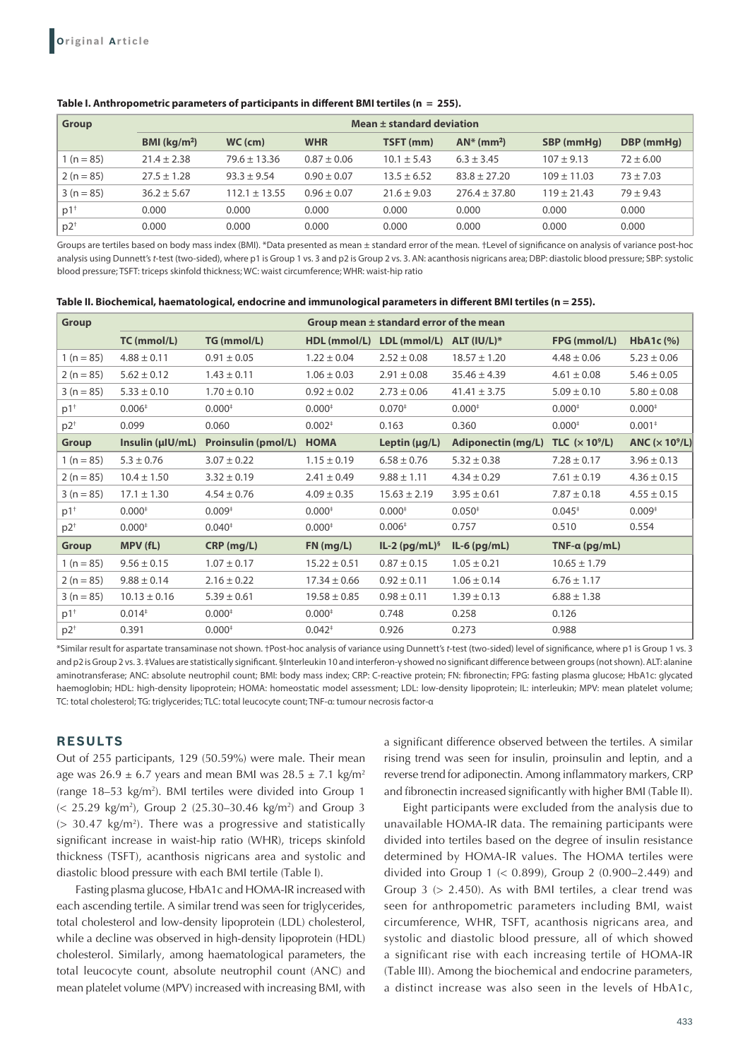**Table I. Anthropometric parameters of participants in different BMI tertiles (n = 255).**

| Group | Mean ± standard deviation | | | | | | |
|---|---|---|---|---|---|---|---|
| | BMI (kg/m²) | WC (cm) | WHR | TSFT (mm) | AN* (mm²) | SBP (mmHg) | DBP (mmHg) |
| 1 (n = 85) | 21.4 ± 2.38 | 79.6 ± 13.36 | 0.87 ± 0.06 | 10.1 ± 5.43 | 6.3 ± 3.45 | 107 ± 9.13 | 72 ± 6.00 |
| 2 (n = 85) | 27.5 ± 1.28 | 93.3 ± 9.54 | 0.90 ± 0.07 | 13.5 ± 6.52 | 83.8 ± 27.20 | 109 ± 11.03 | 73 ± 7.03 |
| 3 (n = 85) | 36.2 ± 5.67 | 112.1 ± 13.55 | 0.96 ± 0.07 | 21.6 ± 9.03 | 276.4 ± 37.80 | 119 ± 21.43 | 79 ± 9.43 |
| p1† | 0.000 | 0.000 | 0.000 | 0.000 | 0.000 | 0.000 | 0.000 |
| p2† | 0.000 | 0.000 | 0.000 | 0.000 | 0.000 | 0.000 | 0.000 |

Groups are tertiles based on body mass index (BMI). *Data presented as mean ± standard error of the mean. †Level of significance on analysis of variance post-hoc analysis using Dunnett's *t*-test (two-sided), where p1 is Group 1 vs. 3 and p2 is Group 2 vs. 3. AN: acanthosis nigricans area; DBP: diastolic blood pressure; SBP: systolic blood pressure; TSFT: triceps skinfold thickness; WC: waist circumference; WHR: waist-hip ratio

**Table II. Biochemical, haematological, endocrine and immunological parameters in different BMI tertiles (n = 255).**

| Group | Group mean ± standard error of the mean | | | | | | |
|---|---|---|---|---|---|---|---|
| | TC (mmol/L) | TG (mmol/L) | HDL (mmol/L) | LDL (mmol/L) | ALT (IU/L)* | FPG (mmol/L) | HbA1c (%) |
| 1 (n = 85) | 4.88 ± 0.11 | 0.91 ± 0.05 | 1.22 ± 0.04 | 2.52 ± 0.08 | 18.57 ± 1.20 | 4.48 ± 0.06 | 5.23 ± 0.06 |
| 2 (n = 85) | 5.62 ± 0.12 | 1.43 ± 0.11 | 1.06 ± 0.03 | 2.91 ± 0.08 | 35.46 ± 4.39 | 4.61 ± 0.08 | 5.46 ± 0.05 |
| 3 (n = 85) | 5.33 ± 0.10 | 1.70 ± 0.10 | 0.92 ± 0.02 | 2.73 ± 0.06 | 41.41 ± 3.75 | 5.09 ± 0.10 | 5.80 ± 0.08 |
| p1† | 0.006‡ | 0.000‡ | 0.000‡ | 0.070‡ | 0.000‡ | 0.000‡ | 0.000‡ |
| p2† | 0.099 | 0.060 | 0.002‡ | 0.163 | 0.360 | 0.000‡ | 0.001‡ |
| **Group** | **Insulin (μIU/mL)** | **Proinsulin (pmol/L)** | **HOMA** | **Leptin (μg/L)** | **Adiponectin (mg/L)** | **TLC (× 10⁹/L)** | **ANC (× 10⁹/L)** |
| 1 (n = 85) | 5.3 ± 0.76 | 3.07 ± 0.22 | 1.15 ± 0.19 | 6.58 ± 0.76 | 5.32 ± 0.38 | 7.28 ± 0.17 | 3.96 ± 0.13 |
| 2 (n = 85) | 10.4 ± 1.50 | 3.32 ± 0.19 | 2.41 ± 0.49 | 9.88 ± 1.11 | 4.34 ± 0.29 | 7.61 ± 0.19 | 4.36 ± 0.15 |
| 3 (n = 85) | 17.1 ± 1.30 | 4.54 ± 0.76 | 4.09 ± 0.35 | 15.63 ± 2.19 | 3.95 ± 0.61 | 7.87 ± 0.18 | 4.55 ± 0.15 |
| p1† | 0.000‡ | 0.009‡ | 0.000‡ | 0.000‡ | 0.050‡ | 0.045‡ | 0.009‡ |
| p2† | 0.000‡ | 0.040‡ | 0.000‡ | 0.006‡ | 0.757 | 0.510 | 0.554 |
| **Group** | **MPV (fL)** | **CRP (mg/L)** | **FN (mg/L)** | **IL-2 (pg/mL)§** | **IL-6 (pg/mL)** | **TNF-α (pg/mL)** | |
| 1 (n = 85) | 9.56 ± 0.15 | 1.07 ± 0.17 | 15.22 ± 0.51 | 0.87 ± 0.15 | 1.05 ± 0.21 | 10.65 ± 1.79 | |
| 2 (n = 85) | 9.88 ± 0.14 | 2.16 ± 0.22 | 17.34 ± 0.66 | 0.92 ± 0.11 | 1.06 ± 0.14 | 6.76 ± 1.17 | |
| 3 (n = 85) | 10.13 ± 0.16 | 5.39 ± 0.61 | 19.58 ± 0.85 | 0.98 ± 0.11 | 1.39 ± 0.13 | 6.88 ± 1.38 | |
| p1† | 0.014‡ | 0.000‡ | 0.000‡ | 0.748 | 0.258 | 0.126 | |
| p2† | 0.391 | 0.000‡ | 0.042‡ | 0.926 | 0.273 | 0.988 | |

*Similar result for aspartate transaminase not shown. †Post-hoc analysis of variance using Dunnett's *t*-test (two-sided) level of significance, where p1 is Group 1 vs. 3 and p2 is Group 2 vs. 3. ‡Values are statistically significant. §Interleukin 10 and interferon-γ showed no significant difference between groups (not shown). ALT: alanine aminotransferase; ANC: absolute neutrophil count; BMI: body mass index; CRP: C-reactive protein; FN: fibronectin; FPG: fasting plasma glucose; HbA1c: glycated haemoglobin; HDL: high-density lipoprotein; HOMA: homeostatic model assessment; LDL: low-density lipoprotein; IL: interleukin; MPV: mean platelet volume; TC: total cholesterol; TG: triglycerides; TLC: total leucocyte count; TNF-α: tumour necrosis factor-α

## RESULTS

Out of 255 participants, 129 (50.59%) were male. Their mean age was 26.9 ± 6.7 years and mean BMI was 28.5 ± 7.1 kg/m² (range 18–53 kg/m²). BMI tertiles were divided into Group 1 (< 25.29 kg/m²), Group 2 (25.30–30.46 kg/m²) and Group 3 (> 30.47 kg/m²). There was a progressive and statistically significant increase in waist-hip ratio (WHR), triceps skinfold thickness (TSFT), acanthosis nigricans area and systolic and diastolic blood pressure with each BMI tertile (Table I).

Fasting plasma glucose, HbA1c and HOMA-IR increased with each ascending tertile. A similar trend was seen for triglycerides, total cholesterol and low-density lipoprotein (LDL) cholesterol, while a decline was observed in high-density lipoprotein (HDL) cholesterol. Similarly, among haematological parameters, the total leucocyte count, absolute neutrophil count (ANC) and mean platelet volume (MPV) increased with increasing BMI, with a significant difference observed between the tertiles. A similar rising trend was seen for insulin, proinsulin and leptin, and a reverse trend for adiponectin. Among inflammatory markers, CRP and fibronectin increased significantly with higher BMI (Table II).

Eight participants were excluded from the analysis due to unavailable HOMA-IR data. The remaining participants were divided into tertiles based on the degree of insulin resistance determined by HOMA-IR values. The HOMA tertiles were divided into Group 1 (< 0.899), Group 2 (0.900–2.449) and Group 3 (> 2.450). As with BMI tertiles, a clear trend was seen for anthropometric parameters including BMI, waist circumference, WHR, TSFT, acanthosis nigricans area, and systolic and diastolic blood pressure, all of which showed a significant rise with each increasing tertile of HOMA-IR (Table III). Among the biochemical and endocrine parameters, a distinct increase was also seen in the levels of HbA1c,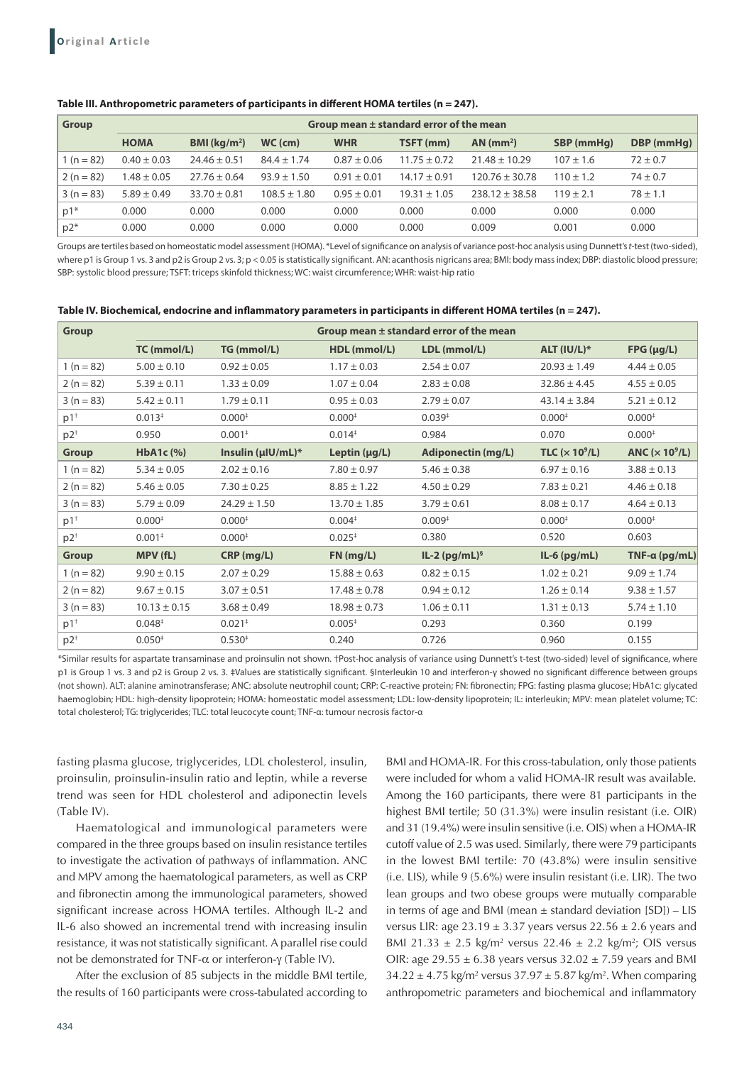**Table III. Anthropometric parameters of participants in different HOMA tertiles (n = 247).**

| Group | Group mean ± standard error of the mean | | | | | | | |
|---|---|---|---|---|---|---|---|---|
| | HOMA | BMI (kg/m²) | WC (cm) | WHR | TSFT (mm) | AN (mm²) | SBP (mmHg) | DBP (mmHg) |
| 1 (n = 82) | 0.40 ± 0.03 | 24.46 ± 0.51 | 84.4 ± 1.74 | 0.87 ± 0.06 | 11.75 ± 0.72 | 21.48 ± 10.29 | 107 ± 1.6 | 72 ± 0.7 |
| 2 (n = 82) | 1.48 ± 0.05 | 27.76 ± 0.64 | 93.9 ± 1.50 | 0.91 ± 0.01 | 14.17 ± 0.91 | 120.76 ± 30.78 | 110 ± 1.2 | 74 ± 0.7 |
| 3 (n = 83) | 5.89 ± 0.49 | 33.70 ± 0.81 | 108.5 ± 1.80 | 0.95 ± 0.01 | 19.31 ± 1.05 | 238.12 ± 38.58 | 119 ± 2.1 | 78 ± 1.1 |
| p1* | 0.000 | 0.000 | 0.000 | 0.000 | 0.000 | 0.000 | 0.000 | 0.000 |
| p2* | 0.000 | 0.000 | 0.000 | 0.000 | 0.000 | 0.009 | 0.001 | 0.000 |

Groups are tertiles based on homeostatic model assessment (HOMA). *Level of significance on analysis of variance post-hoc analysis using Dunnett's *t*-test (two-sided), where p1 is Group 1 vs. 3 and p2 is Group 2 vs. 3; p < 0.05 is statistically significant. AN: acanthosis nigricans area; BMI: body mass index; DBP: diastolic blood pressure; SBP: systolic blood pressure; TSFT: triceps skinfold thickness; WC: waist circumference; WHR: waist-hip ratio

**Table IV. Biochemical, endocrine and inflammatory parameters in participants in different HOMA tertiles (n = 247).**

| Group | Group mean ± standard error of the mean | | | | | |
|---|---|---|---|---|---|---|
| | TC (mmol/L) | TG (mmol/L) | HDL (mmol/L) | LDL (mmol/L) | ALT (IU/L)* | FPG (µg/L) |
| 1 (n = 82) | 5.00 ± 0.10 | 0.92 ± 0.05 | 1.17 ± 0.03 | 2.54 ± 0.07 | 20.93 ± 1.49 | 4.44 ± 0.05 |
| 2 (n = 82) | 5.39 ± 0.11 | 1.33 ± 0.09 | 1.07 ± 0.04 | 2.83 ± 0.08 | 32.86 ± 4.45 | 4.55 ± 0.05 |
| 3 (n = 83) | 5.42 ± 0.11 | 1.79 ± 0.11 | 0.95 ± 0.03 | 2.79 ± 0.07 | 43.14 ± 3.84 | 5.21 ± 0.12 |
| p1† | 0.013‡ | 0.000‡ | 0.000‡ | 0.039‡ | 0.000‡ | 0.000‡ |
| p2† | 0.950 | 0.001‡ | 0.014‡ | 0.984 | 0.070 | 0.000‡ |
| **Group** | **HbA1c (%)** | **Insulin (µIU/mL)*** | **Leptin (µg/L)** | **Adiponectin (mg/L)** | **TLC (× 10⁹/L)** | **ANC (× 10⁹/L)** |
| 1 (n = 82) | 5.34 ± 0.05 | 2.02 ± 0.16 | 7.80 ± 0.97 | 5.46 ± 0.38 | 6.97 ± 0.16 | 3.88 ± 0.13 |
| 2 (n = 82) | 5.46 ± 0.05 | 7.30 ± 0.25 | 8.85 ± 1.22 | 4.50 ± 0.29 | 7.83 ± 0.21 | 4.46 ± 0.18 |
| 3 (n = 83) | 5.79 ± 0.09 | 24.29 ± 1.50 | 13.70 ± 1.85 | 3.79 ± 0.61 | 8.08 ± 0.17 | 4.64 ± 0.13 |
| p1† | 0.000‡ | 0.000‡ | 0.004‡ | 0.009‡ | 0.000‡ | 0.000‡ |
| p2† | 0.001‡ | 0.000‡ | 0.025‡ | 0.380 | 0.520 | 0.603 |
| **Group** | **MPV (fL)** | **CRP (mg/L)** | **FN (mg/L)** | **IL-2 (pg/mL)§** | **IL-6 (pg/mL)** | **TNF-α (pg/mL)** |
| 1 (n = 82) | 9.90 ± 0.15 | 2.07 ± 0.29 | 15.88 ± 0.63 | 0.82 ± 0.15 | 1.02 ± 0.21 | 9.09 ± 1.74 |
| 2 (n = 82) | 9.67 ± 0.15 | 3.07 ± 0.51 | 17.48 ± 0.78 | 0.94 ± 0.12 | 1.26 ± 0.14 | 9.38 ± 1.57 |
| 3 (n = 83) | 10.13 ± 0.15 | 3.68 ± 0.49 | 18.98 ± 0.73 | 1.06 ± 0.11 | 1.31 ± 0.13 | 5.74 ± 1.10 |
| p1† | 0.048‡ | 0.021‡ | 0.005‡ | 0.293 | 0.360 | 0.199 |
| p2† | 0.050‡ | 0.530‡ | 0.240 | 0.726 | 0.960 | 0.155 |

*Similar results for aspartate transaminase and proinsulin not shown. †Post-hoc analysis of variance using Dunnett's t-test (two-sided) level of significance, where p1 is Group 1 vs. 3 and p2 is Group 2 vs. 3. ‡Values are statistically significant. §Interleukin 10 and interferon-γ showed no significant difference between groups (not shown). ALT: alanine aminotransferase; ANC: absolute neutrophil count; CRP: C-reactive protein; FN: fibronectin; FPG: fasting plasma glucose; HbA1c: glycated haemoglobin; HDL: high-density lipoprotein; HOMA: homeostatic model assessment; LDL: low-density lipoprotein; IL: interleukin; MPV: mean platelet volume; TC: total cholesterol; TG: triglycerides; TLC: total leucocyte count; TNF-α: tumour necrosis factor-α

fasting plasma glucose, triglycerides, LDL cholesterol, insulin, proinsulin, proinsulin-insulin ratio and leptin, while a reverse trend was seen for HDL cholesterol and adiponectin levels (Table IV).

Haematological and immunological parameters were compared in the three groups based on insulin resistance tertiles to investigate the activation of pathways of inflammation. ANC and MPV among the haematological parameters, as well as CRP and fibronectin among the immunological parameters, showed significant increase across HOMA tertiles. Although IL-2 and IL-6 also showed an incremental trend with increasing insulin resistance, it was not statistically significant. A parallel rise could not be demonstrated for TNF-α or interferon-γ (Table IV).

After the exclusion of 85 subjects in the middle BMI tertile, the results of 160 participants were cross-tabulated according to BMI and HOMA-IR. For this cross-tabulation, only those patients were included for whom a valid HOMA-IR result was available. Among the 160 participants, there were 81 participants in the highest BMI tertile; 50 (31.3%) were insulin resistant (i.e. OIR) and 31 (19.4%) were insulin sensitive (i.e. OIS) when a HOMA-IR cutoff value of 2.5 was used. Similarly, there were 79 participants in the lowest BMI tertile: 70 (43.8%) were insulin sensitive (i.e. LIS), while 9 (5.6%) were insulin resistant (i.e. LIR). The two lean groups and two obese groups were mutually comparable in terms of age and BMI (mean ± standard deviation [SD]) – LIS versus LIR: age 23.19 ± 3.37 years versus 22.56 ± 2.6 years and BMI 21.33 ± 2.5 kg/m² versus 22.46 ± 2.2 kg/m²; OIS versus OIR: age 29.55 ± 6.38 years versus 32.02 ± 7.59 years and BMI 34.22 ± 4.75 kg/m² versus 37.97 ± 5.87 kg/m². When comparing anthropometric parameters and biochemical and inflammatory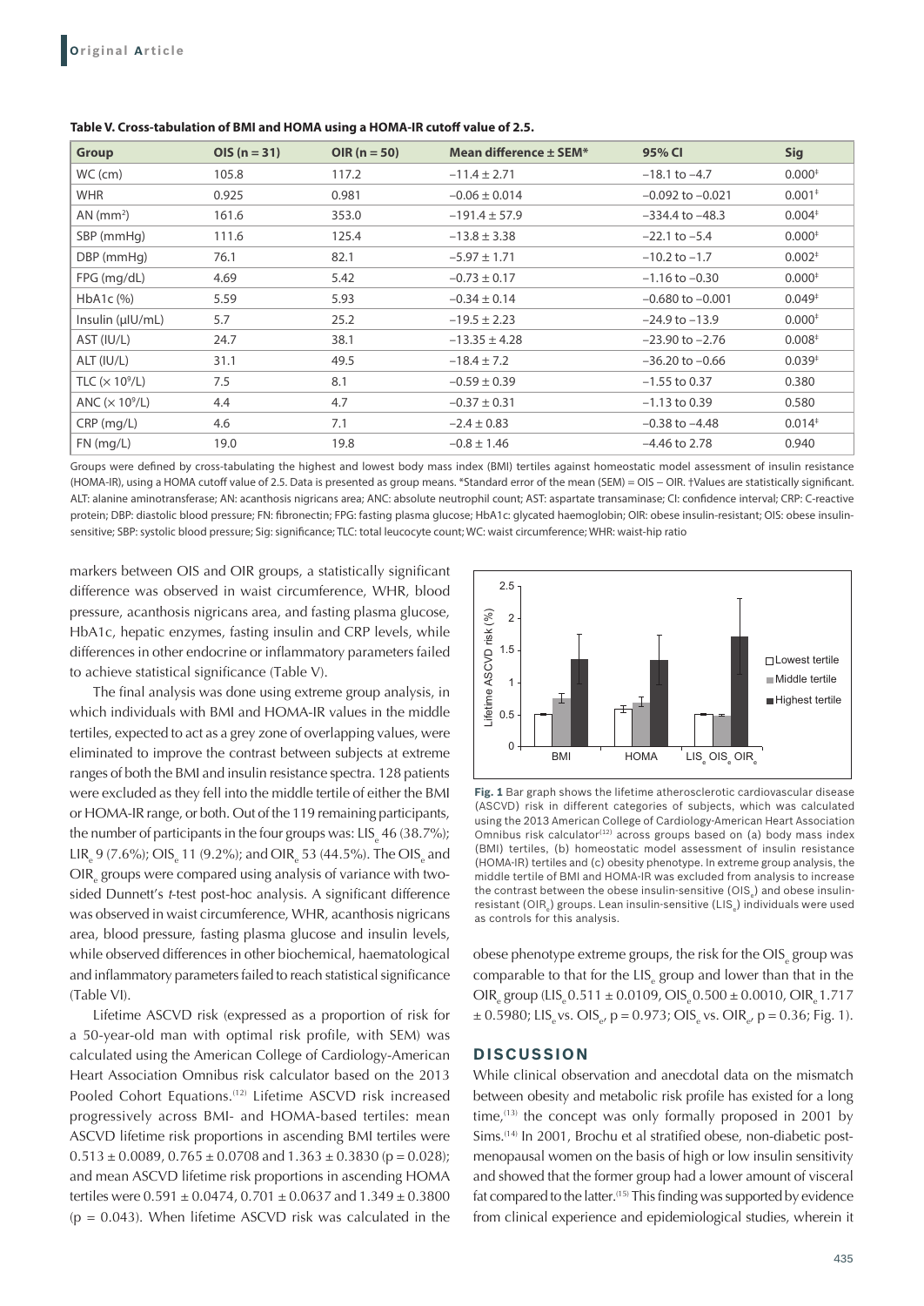**Table V. Cross-tabulation of BMI and HOMA using a HOMA-IR cutoff value of 2.5.**

| Group | OIS (n = 31) | OIR (n = 50) | Mean difference ± SEM* | 95% CI | Sig |
|---|---|---|---|---|---|
| WC (cm) | 105.8 | 117.2 | −11.4 ± 2.71 | −18.1 to −4.7 | 0.000‡ |
| WHR | 0.925 | 0.981 | −0.06 ± 0.014 | −0.092 to −0.021 | 0.001‡ |
| AN (mm²) | 161.6 | 353.0 | −191.4 ± 57.9 | −334.4 to −48.3 | 0.004‡ |
| SBP (mmHg) | 111.6 | 125.4 | −13.8 ± 3.38 | −22.1 to −5.4 | 0.000‡ |
| DBP (mmHg) | 76.1 | 82.1 | −5.97 ± 1.71 | −10.2 to −1.7 | 0.002‡ |
| FPG (mg/dL) | 4.69 | 5.42 | −0.73 ± 0.17 | −1.16 to −0.30 | 0.000‡ |
| HbA1c (%) | 5.59 | 5.93 | −0.34 ± 0.14 | −0.680 to −0.001 | 0.049‡ |
| Insulin (μIU/mL) | 5.7 | 25.2 | −19.5 ± 2.23 | −24.9 to −13.9 | 0.000‡ |
| AST (IU/L) | 24.7 | 38.1 | −13.35 ± 4.28 | −23.90 to −2.76 | 0.008‡ |
| ALT (IU/L) | 31.1 | 49.5 | −18.4 ± 7.2 | −36.20 to −0.66 | 0.039‡ |
| TLC (× 10⁹/L) | 7.5 | 8.1 | −0.59 ± 0.39 | −1.55 to 0.37 | 0.380 |
| ANC (× 10⁹/L) | 4.4 | 4.7 | −0.37 ± 0.31 | −1.13 to 0.39 | 0.580 |
| CRP (mg/L) | 4.6 | 7.1 | −2.4 ± 0.83 | −0.38 to −4.48 | 0.014‡ |
| FN (mg/L) | 19.0 | 19.8 | −0.8 ± 1.46 | −4.46 to 2.78 | 0.940 |

Groups were defined by cross-tabulating the highest and lowest body mass index (BMI) tertiles against homeostatic model assessment of insulin resistance (HOMA-IR), using a HOMA cutoff value of 2.5. Data is presented as group means. *Standard error of the mean (SEM) = OIS − OIR. †Values are statistically significant. ALT: alanine aminotransferase; AN: acanthosis nigricans area; ANC: absolute neutrophil count; AST: aspartate transaminase; CI: confidence interval; CRP: C-reactive protein; DBP: diastolic blood pressure; FN: fibronectin; FPG: fasting plasma glucose; HbA1c: glycated haemoglobin; OIR: obese insulin-resistant; OIS: obese insulin-sensitive; SBP: systolic blood pressure; Sig: significance; TLC: total leucocyte count; WC: waist circumference; WHR: waist-hip ratio

markers between OIS and OIR groups, a statistically significant difference was observed in waist circumference, WHR, blood pressure, acanthosis nigricans area, and fasting plasma glucose, HbA1c, hepatic enzymes, fasting insulin and CRP levels, while differences in other endocrine or inflammatory parameters failed to achieve statistical significance (Table V).

The final analysis was done using extreme group analysis, in which individuals with BMI and HOMA-IR values in the middle tertiles, expected to act as a grey zone of overlapping values, were eliminated to improve the contrast between subjects at extreme ranges of both the BMI and insulin resistance spectra. 128 patients were excluded as they fell into the middle tertile of either the BMI or HOMA-IR range, or both. Out of the 119 remaining participants, the number of participants in the four groups was: $LIS_e$ 46 (38.7%); $LIR_e$ 9 (7.6%); $OIS_e$ 11 (9.2%); and $OIR_e$ 53 (44.5%). The $OIS_e$ and $OIR_e$ groups were compared using analysis of variance with two-sided Dunnett's *t*-test post-hoc analysis. A significant difference was observed in waist circumference, WHR, acanthosis nigricans area, blood pressure, fasting plasma glucose and insulin levels, while observed differences in other biochemical, haematological and inflammatory parameters failed to reach statistical significance (Table VI).

Lifetime ASCVD risk (expressed as a proportion of risk for a 50-year-old man with optimal risk profile, with SEM) was calculated using the American College of Cardiology-American Heart Association Omnibus risk calculator based on the 2013 Pooled Cohort Equations.[12] Lifetime ASCVD risk increased progressively across BMI- and HOMA-based tertiles: mean ASCVD lifetime risk proportions in ascending BMI tertiles were $0.513 \pm 0.0089$, $0.765 \pm 0.0708$ and $1.363 \pm 0.3830$ ($p = 0.028$); and mean ASCVD lifetime risk proportions in ascending HOMA tertiles were $0.591 \pm 0.0474$, $0.701 \pm 0.0637$ and $1.349 \pm 0.3800$ ($p = 0.043$). When lifetime ASCVD risk was calculated in the obese phenotype extreme groups, the risk for the $OIS_e$ group was comparable to that for the $LIS_e$ group and lower than that in the $OIR_e$ group ($LIS_e$ $0.511 \pm 0.0109$, $OIS_e$ $0.500 \pm 0.0010$, $OIR_e$ $1.717 \pm 0.5980$; $LIS_e$ vs. $OIS_e$, $p = 0.973$; $OIS_e$ vs. $OIR_e$, $p = 0.36$; Fig. 1).

**Fig. 1** Bar graph shows the lifetime atherosclerotic cardiovascular disease (ASCVD) risk in different categories of subjects, which was calculated using the 2013 American College of Cardiology-American Heart Association Omnibus risk calculator[12] across groups based on (a) body mass index (BMI) tertiles, (b) homeostatic model assessment of insulin resistance (HOMA-IR) tertiles and (c) obesity phenotype. In extreme group analysis, the middle tertile of BMI and HOMA-IR was excluded from analysis to increase the contrast between the obese insulin-sensitive ($OIS_e$) and obese insulin-resistant ($OIR_e$) groups. Lean insulin-sensitive ($LIS_e$) individuals were used as controls for this analysis.

## DISCUSSION

While clinical observation and anecdotal data on the mismatch between obesity and metabolic risk profile has existed for a long time,[13] the concept was only formally proposed in 2001 by Sims.[14] In 2001, Brochu et al stratified obese, non-diabetic post-menopausal women on the basis of high or low insulin sensitivity and showed that the former group had a lower amount of visceral fat compared to the latter.[15] This finding was supported by evidence from clinical experience and epidemiological studies, wherein it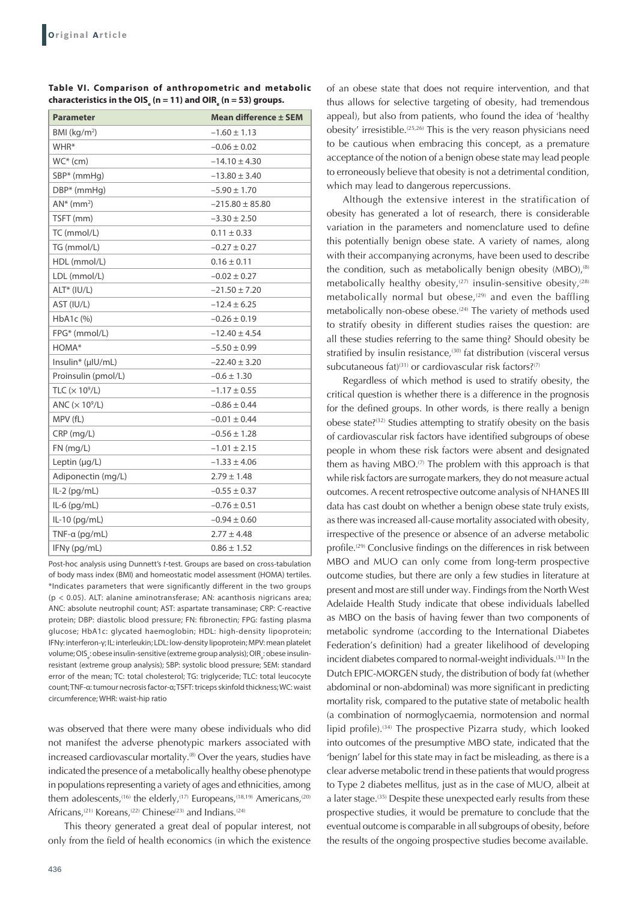**Table VI. Comparison of anthropometric and metabolic characteristics in the $OIS_e$ (n = 11) and $OIR_e$ (n = 53) groups.**

| Parameter | Mean difference ± SEM |
|---|---|
| BMI (kg/m$^2$) | −1.60 ± 1.13 |
| WHR* | −0.06 ± 0.02 |
| WC* (cm) | −14.10 ± 4.30 |
| SBP* (mmHg) | −13.80 ± 3.40 |
| DBP* (mmHg) | −5.90 ± 1.70 |
| AN* (mm$^2$) | −215.80 ± 85.80 |
| TSFT (mm) | −3.30 ± 2.50 |
| TC (mmol/L) | 0.11 ± 0.33 |
| TG (mmol/L) | −0.27 ± 0.27 |
| HDL (mmol/L) | 0.16 ± 0.11 |
| LDL (mmol/L) | −0.02 ± 0.27 |
| ALT* (IU/L) | −21.50 ± 7.20 |
| AST (IU/L) | −12.4 ± 6.25 |
| HbA1c (%) | −0.26 ± 0.19 |
| FPG* (mmol/L) | −12.40 ± 4.54 |
| HOMA* | −5.50 ± 0.99 |
| Insulin* (μIU/mL) | −22.40 ± 3.20 |
| Proinsulin (pmol/L) | −0.6 ± 1.30 |
| TLC (× 10$^9$/L) | −1.17 ± 0.55 |
| ANC (× 10$^9$/L) | −0.86 ± 0.44 |
| MPV (fL) | −0.01 ± 0.44 |
| CRP (mg/L) | −0.56 ± 1.28 |
| FN (mg/L) | −1.01 ± 2.15 |
| Leptin (μg/L) | −1.33 ± 4.06 |
| Adiponectin (mg/L) | 2.79 ± 1.48 |
| IL-2 (pg/mL) | −0.55 ± 0.37 |
| IL-6 (pg/mL) | −0.76 ± 0.51 |
| IL-10 (pg/mL) | −0.94 ± 0.60 |
| TNF-α (pg/mL) | 2.77 ± 4.48 |
| IFNγ (pg/mL) | 0.86 ± 1.52 |

Post-hoc analysis using Dunnett's *t*-test. Groups are based on cross-tabulation of body mass index (BMI) and homeostatic model assessment (HOMA) tertiles. *Indicates parameters that were significantly different in the two groups ($p < 0.05$). ALT: alanine aminotransferase; AN: acanthosis nigricans area; ANC: absolute neutrophil count; AST: aspartate transaminase; CRP: C-reactive protein; DBP: diastolic blood pressure; FN: fibronectin; FPG: fasting plasma glucose; HbA1c: glycated haemoglobin; HDL: high-density lipoprotein; IFNγ: interferon-γ; IL: interleukin; LDL: low-density lipoprotein; MPV: mean platelet volume; $OIS_e$: obese insulin-sensitive (extreme group analysis); $OIR_e$: obese insulin-resistant (extreme group analysis); SBP: systolic blood pressure; SEM: standard error of the mean; TC: total cholesterol; TG: triglyceride; TLC: total leucocyte count; TNF-α: tumour necrosis factor-α; TSFT: triceps skinfold thickness; WC: waist circumference; WHR: waist-hip ratio

was observed that there were many obese individuals who did not manifest the adverse phenotypic markers associated with increased cardiovascular mortality.[8] Over the years, studies have indicated the presence of a metabolically healthy obese phenotype in populations representing a variety of ages and ethnicities, among them adolescents,[16] the elderly,[17] Europeans,[18,19] Americans,[20] Africans,[21] Koreans,[22] Chinese[23] and Indians.[24]

This theory generated a great deal of popular interest, not only from the field of health economics (in which the existence of an obese state that does not require intervention, and that thus allows for selective targeting of obesity, had tremendous appeal), but also from patients, who found the idea of 'healthy obesity' irresistible.[25,26] This is the very reason physicians need to be cautious when embracing this concept, as a premature acceptance of the notion of a benign obese state may lead people to erroneously believe that obesity is not a detrimental condition, which may lead to dangerous repercussions.

Although the extensive interest in the stratification of obesity has generated a lot of research, there is considerable variation in the parameters and nomenclature used to define this potentially benign obese state. A variety of names, along with their accompanying acronyms, have been used to describe the condition, such as metabolically benign obesity (MBO),[8] metabolically healthy obesity,[27] insulin-sensitive obesity,[28] metabolically normal but obese,[29] and even the baffling metabolically non-obese obese.[24] The variety of methods used to stratify obesity in different studies raises the question: are all these studies referring to the same thing? Should obesity be stratified by insulin resistance,[30] fat distribution (visceral versus subcutaneous fat)[31] or cardiovascular risk factors?[7]

Regardless of which method is used to stratify obesity, the critical question is whether there is a difference in the prognosis for the defined groups. In other words, is there really a benign obese state?[32] Studies attempting to stratify obesity on the basis of cardiovascular risk factors have identified subgroups of obese people in whom these risk factors were absent and designated them as having MBO.[7] The problem with this approach is that while risk factors are surrogate markers, they do not measure actual outcomes. A recent retrospective outcome analysis of NHANES III data has cast doubt on whether a benign obese state truly exists, as there was increased all-cause mortality associated with obesity, irrespective of the presence or absence of an adverse metabolic profile.[29] Conclusive findings on the differences in risk between MBO and MUO can only come from long-term prospective outcome studies, but there are only a few studies in literature at present and most are still under way. Findings from the North West Adelaide Health Study indicate that obese individuals labelled as MBO on the basis of having fewer than two components of metabolic syndrome (according to the International Diabetes Federation's definition) had a greater likelihood of developing incident diabetes compared to normal-weight individuals.[33] In the Dutch EPIC-MORGEN study, the distribution of body fat (whether abdominal or non-abdominal) was more significant in predicting mortality risk, compared to the putative state of metabolic health (a combination of normoglycaemia, normotension and normal lipid profile).[34] The prospective Pizarra study, which looked into outcomes of the presumptive MBO state, indicated that the 'benign' label for this state may in fact be misleading, as there is a clear adverse metabolic trend in these patients that would progress to Type 2 diabetes mellitus, just as in the case of MUO, albeit at a later stage.[35] Despite these unexpected early results from these prospective studies, it would be premature to conclude that the eventual outcome is comparable in all subgroups of obesity, before the results of the ongoing prospective studies become available.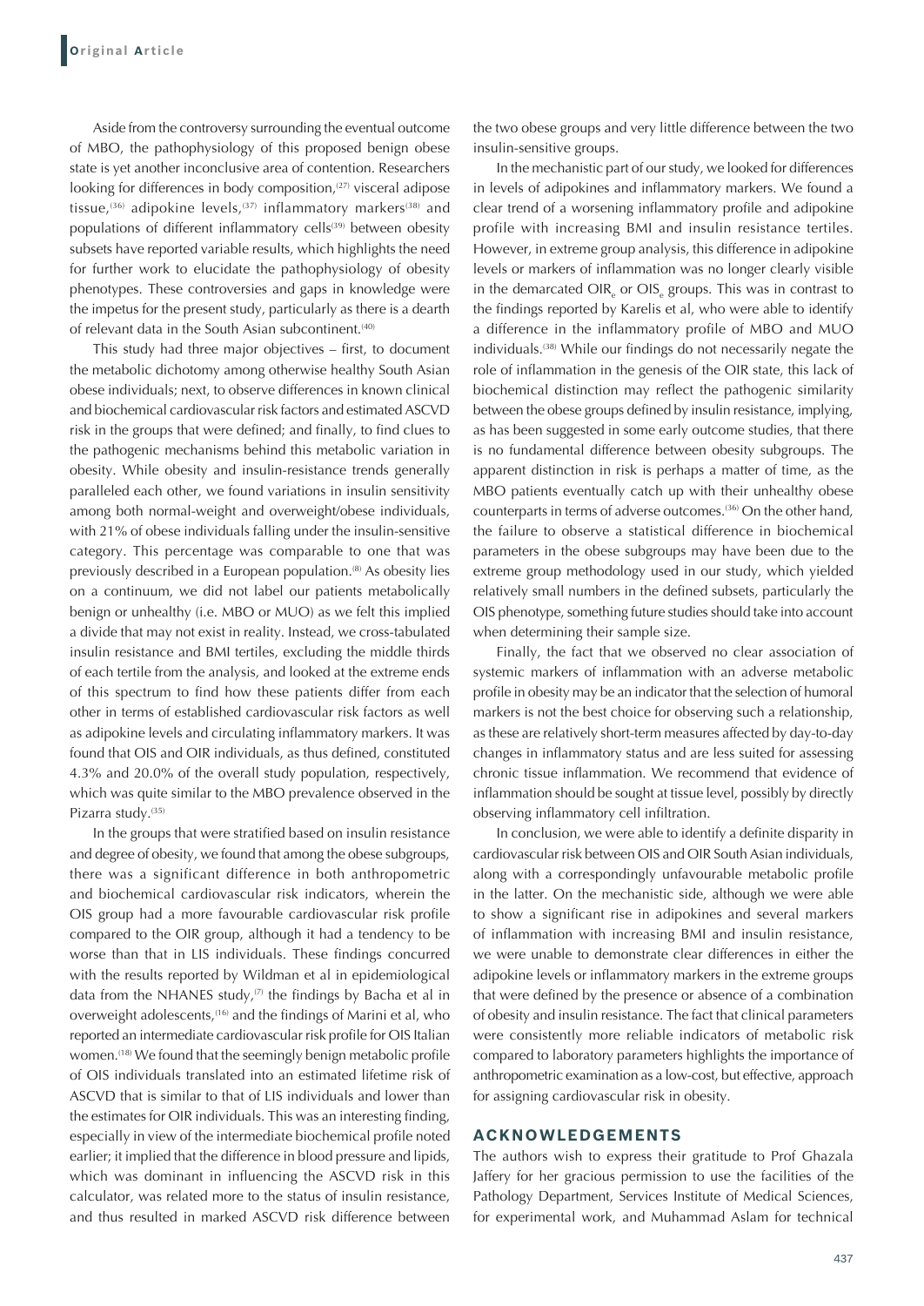Aside from the controversy surrounding the eventual outcome of MBO, the pathophysiology of this proposed benign obese state is yet another inconclusive area of contention. Researchers looking for differences in body composition,[27] visceral adipose tissue,[36] adipokine levels,[37] inflammatory markers[38] and populations of different inflammatory cells[39] between obesity subsets have reported variable results, which highlights the need for further work to elucidate the pathophysiology of obesity phenotypes. These controversies and gaps in knowledge were the impetus for the present study, particularly as there is a dearth of relevant data in the South Asian subcontinent.[40]

This study had three major objectives – first, to document the metabolic dichotomy among otherwise healthy South Asian obese individuals; next, to observe differences in known clinical and biochemical cardiovascular risk factors and estimated ASCVD risk in the groups that were defined; and finally, to find clues to the pathogenic mechanisms behind this metabolic variation in obesity. While obesity and insulin-resistance trends generally paralleled each other, we found variations in insulin sensitivity among both normal-weight and overweight/obese individuals, with 21% of obese individuals falling under the insulin-sensitive category. This percentage was comparable to one that was previously described in a European population.[8] As obesity lies on a continuum, we did not label our patients metabolically benign or unhealthy (i.e. MBO or MUO) as we felt this implied a divide that may not exist in reality. Instead, we cross-tabulated insulin resistance and BMI tertiles, excluding the middle thirds of each tertile from the analysis, and looked at the extreme ends of this spectrum to find how these patients differ from each other in terms of established cardiovascular risk factors as well as adipokine levels and circulating inflammatory markers. It was found that OIS and OIR individuals, as thus defined, constituted 4.3% and 20.0% of the overall study population, respectively, which was quite similar to the MBO prevalence observed in the Pizarra study.[35]

In the groups that were stratified based on insulin resistance and degree of obesity, we found that among the obese subgroups, there was a significant difference in both anthropometric and biochemical cardiovascular risk indicators, wherein the OIS group had a more favourable cardiovascular risk profile compared to the OIR group, although it had a tendency to be worse than that in LIS individuals. These findings concurred with the results reported by Wildman et al in epidemiological data from the NHANES study,[7] the findings by Bacha et al in overweight adolescents,[16] and the findings of Marini et al, who reported an intermediate cardiovascular risk profile for OIS Italian women.[18] We found that the seemingly benign metabolic profile of OIS individuals translated into an estimated lifetime risk of ASCVD that is similar to that of LIS individuals and lower than the estimates for OIR individuals. This was an interesting finding, especially in view of the intermediate biochemical profile noted earlier; it implied that the difference in blood pressure and lipids, which was dominant in influencing the ASCVD risk in this calculator, was related more to the status of insulin resistance, and thus resulted in marked ASCVD risk difference between the two obese groups and very little difference between the two insulin-sensitive groups.

In the mechanistic part of our study, we looked for differences in levels of adipokines and inflammatory markers. We found a clear trend of a worsening inflammatory profile and adipokine profile with increasing BMI and insulin resistance tertiles. However, in extreme group analysis, this difference in adipokine levels or markers of inflammation was no longer clearly visible in the demarcated $OIR_e$ or $OIS_e$ groups. This was in contrast to the findings reported by Karelis et al, who were able to identify a difference in the inflammatory profile of MBO and MUO individuals.[38] While our findings do not necessarily negate the role of inflammation in the genesis of the OIR state, this lack of biochemical distinction may reflect the pathogenic similarity between the obese groups defined by insulin resistance, implying, as has been suggested in some early outcome studies, that there is no fundamental difference between obesity subgroups. The apparent distinction in risk is perhaps a matter of time, as the MBO patients eventually catch up with their unhealthy obese counterparts in terms of adverse outcomes.[36] On the other hand, the failure to observe a statistical difference in biochemical parameters in the obese subgroups may have been due to the extreme group methodology used in our study, which yielded relatively small numbers in the defined subsets, particularly the OIS phenotype, something future studies should take into account when determining their sample size.

Finally, the fact that we observed no clear association of systemic markers of inflammation with an adverse metabolic profile in obesity may be an indicator that the selection of humoral markers is not the best choice for observing such a relationship, as these are relatively short-term measures affected by day-to-day changes in inflammatory status and are less suited for assessing chronic tissue inflammation. We recommend that evidence of inflammation should be sought at tissue level, possibly by directly observing inflammatory cell infiltration.

In conclusion, we were able to identify a definite disparity in cardiovascular risk between OIS and OIR South Asian individuals, along with a correspondingly unfavourable metabolic profile in the latter. On the mechanistic side, although we were able to show a significant rise in adipokines and several markers of inflammation with increasing BMI and insulin resistance, we were unable to demonstrate clear differences in either the adipokine levels or inflammatory markers in the extreme groups that were defined by the presence or absence of a combination of obesity and insulin resistance. The fact that clinical parameters were consistently more reliable indicators of metabolic risk compared to laboratory parameters highlights the importance of anthropometric examination as a low-cost, but effective, approach for assigning cardiovascular risk in obesity.

## ACKNOWLEDGEMENTS

The authors wish to express their gratitude to Prof Ghazala Jaffery for her gracious permission to use the facilities of the Pathology Department, Services Institute of Medical Sciences, for experimental work, and Muhammad Aslam for technical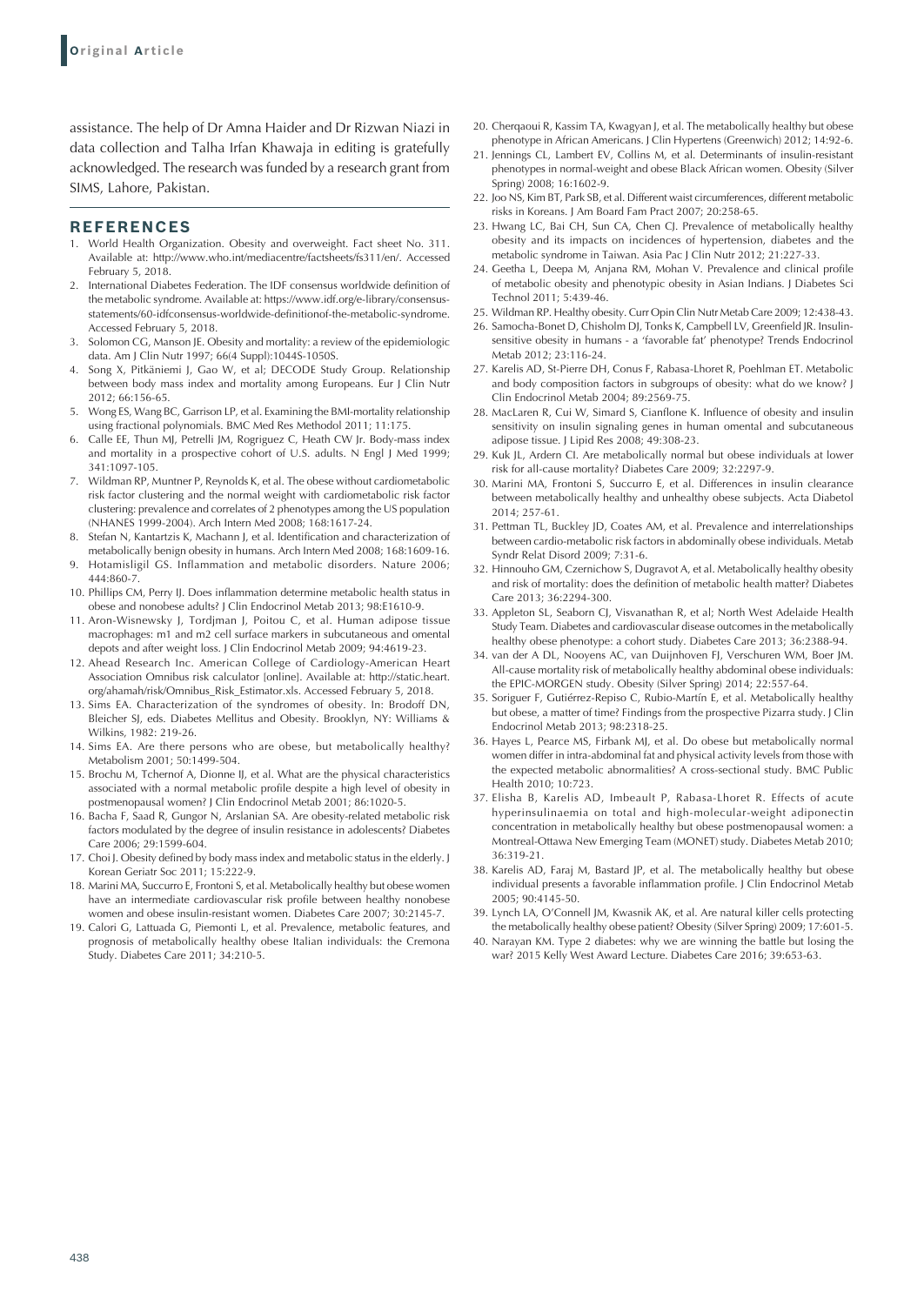assistance. The help of Dr Amna Haider and Dr Rizwan Niazi in data collection and Talha Irfan Khawaja in editing is gratefully acknowledged. The research was funded by a research grant from SIMS, Lahore, Pakistan.

## REFERENCES

1. World Health Organization. Obesity and overweight. Fact sheet No. 311. Available at: http://www.who.int/mediacentre/factsheets/fs311/en/. Accessed February 5, 2018.
2. International Diabetes Federation. The IDF consensus worldwide definition of the metabolic syndrome. Available at: https://www.idf.org/e-library/consensus-statements/60-idfconsensus-worldwide-definitionof-the-metabolic-syndrome. Accessed February 5, 2018.
3. Solomon CG, Manson JE. Obesity and mortality: a review of the epidemiologic data. Am J Clin Nutr 1997; 66(4 Suppl):1044S-1050S.
4. Song X, Pitkäniemi J, Gao W, et al; DECODE Study Group. Relationship between body mass index and mortality among Europeans. Eur J Clin Nutr 2012; 66:156-65.
5. Wong ES, Wang BC, Garrison LP, et al. Examining the BMI-mortality relationship using fractional polynomials. BMC Med Res Methodol 2011; 11:175.
6. Calle EE, Thun MJ, Petrelli JM, Rogriguez C, Heath CW Jr. Body-mass index and mortality in a prospective cohort of U.S. adults. N Engl J Med 1999; 341:1097-105.
7. Wildman RP, Muntner P, Reynolds K, et al. The obese without cardiometabolic risk factor clustering and the normal weight with cardiometabolic risk factor clustering: prevalence and correlates of 2 phenotypes among the US population (NHANES 1999-2004). Arch Intern Med 2008; 168:1617-24.
8. Stefan N, Kantartzis K, Machann J, et al. Identification and characterization of metabolically benign obesity in humans. Arch Intern Med 2008; 168:1609-16.
9. Hotamisligil GS. Inflammation and metabolic disorders. Nature 2006; 444:860-7.
10. Phillips CM, Perry IJ. Does inflammation determine metabolic health status in obese and nonobese adults? J Clin Endocrinol Metab 2013; 98:E1610-9.
11. Aron-Wisnewsky J, Tordjman J, Poitou C, et al. Human adipose tissue macrophages: m1 and m2 cell surface markers in subcutaneous and omental depots and after weight loss. J Clin Endocrinol Metab 2009; 94:4619-23.
12. Ahead Research Inc. American College of Cardiology-American Heart Association Omnibus risk calculator [online]. Available at: http://static.heart.org/ahamah/risk/Omnibus_Risk_Estimator.xls. Accessed February 5, 2018.
13. Sims EA. Characterization of the syndromes of obesity. In: Brodoff DN, Bleicher SJ, eds. Diabetes Mellitus and Obesity. Brooklyn, NY: Williams & Wilkins, 1982: 219-26.
14. Sims EA. Are there persons who are obese, but metabolically healthy? Metabolism 2001; 50:1499-504.
15. Brochu M, Tchernof A, Dionne IJ, et al. What are the physical characteristics associated with a normal metabolic profile despite a high level of obesity in postmenopausal women? J Clin Endocrinol Metab 2001; 86:1020-5.
16. Bacha F, Saad R, Gungor N, Arslanian SA. Are obesity-related metabolic risk factors modulated by the degree of insulin resistance in adolescents? Diabetes Care 2006; 29:1599-604.
17. Choi J. Obesity defined by body mass index and metabolic status in the elderly. J Korean Geriatr Soc 2011; 15:222-9.
18. Marini MA, Succurro E, Frontoni S, et al. Metabolically healthy but obese women have an intermediate cardiovascular risk profile between healthy nonobese women and obese insulin-resistant women. Diabetes Care 2007; 30:2145-7.
19. Calori G, Lattuada G, Piemonti L, et al. Prevalence, metabolic features, and prognosis of metabolically healthy obese Italian individuals: the Cremona Study. Diabetes Care 2011; 34:210-5.
20. Cherqaoui R, Kassim TA, Kwagyan J, et al. The metabolically healthy but obese phenotype in African Americans. J Clin Hypertens (Greenwich) 2012; 14:92-6.
21. Jennings CL, Lambert EV, Collins M, et al. Determinants of insulin-resistant phenotypes in normal-weight and obese Black African women. Obesity (Silver Spring) 2008; 16:1602-9.
22. Joo NS, Kim BT, Park SB, et al. Different waist circumferences, different metabolic risks in Koreans. J Am Board Fam Pract 2007; 20:258-65.
23. Hwang LC, Bai CH, Sun CA, Chen CJ. Prevalence of metabolically healthy obesity and its impacts on incidences of hypertension, diabetes and the metabolic syndrome in Taiwan. Asia Pac J Clin Nutr 2012; 21:227-33.
24. Geetha L, Deepa M, Anjana RM, Mohan V. Prevalence and clinical profile of metabolic obesity and phenotypic obesity in Asian Indians. J Diabetes Sci Technol 2011; 5:439-46.
25. Wildman RP. Healthy obesity. Curr Opin Clin Nutr Metab Care 2009; 12:438-43.
26. Samocha-Bonet D, Chisholm DJ, Tonks K, Campbell LV, Greenfield JR. Insulin-sensitive obesity in humans - a 'favorable fat' phenotype? Trends Endocrinol Metab 2012; 23:116-24.
27. Karelis AD, St-Pierre DH, Conus F, Rabasa-Lhoret R, Poehlman ET. Metabolic and body composition factors in subgroups of obesity: what do we know? J Clin Endocrinol Metab 2004; 89:2569-75.
28. MacLaren R, Cui W, Simard S, Cianflone K. Influence of obesity and insulin sensitivity on insulin signaling genes in human omental and subcutaneous adipose tissue. J Lipid Res 2008; 49:308-23.
29. Kuk JL, Ardern CI. Are metabolically normal but obese individuals at lower risk for all-cause mortality? Diabetes Care 2009; 32:2297-9.
30. Marini MA, Frontoni S, Succurro E, et al. Differences in insulin clearance between metabolically healthy and unhealthy obese subjects. Acta Diabetol 2014; 257-61.
31. Pettman TL, Buckley JD, Coates AM, et al. Prevalence and interrelationships between cardio-metabolic risk factors in abdominally obese individuals. Metab Syndr Relat Disord 2009; 7:31-6.
32. Hinnouho GM, Czernichow S, Dugravot A, et al. Metabolically healthy obesity and risk of mortality: does the definition of metabolic health matter? Diabetes Care 2013; 36:2294-300.
33. Appleton SL, Seaborn CJ, Visvanathan R, et al; North West Adelaide Health Study Team. Diabetes and cardiovascular disease outcomes in the metabolically healthy obese phenotype: a cohort study. Diabetes Care 2013; 36:2388-94.
34. van der A DL, Nooyens AC, van Duijnhoven FJ, Verschuren WM, Boer JM. All-cause mortality risk of metabolically healthy abdominal obese individuals: the EPIC-MORGEN study. Obesity (Silver Spring) 2014; 22:557-64.
35. Soriguer F, Gutiérrez-Repiso C, Rubio-Martín E, et al. Metabolically healthy but obese, a matter of time? Findings from the prospective Pizarra study. J Clin Endocrinol Metab 2013; 98:2318-25.
36. Hayes L, Pearce MS, Firbank MJ, et al. Do obese but metabolically normal women differ in intra-abdominal fat and physical activity levels from those with the expected metabolic abnormalities? A cross-sectional study. BMC Public Health 2010; 10:723.
37. Elisha B, Karelis AD, Imbeault P, Rabasa-Lhoret R. Effects of acute hyperinsulinaemia on total and high-molecular-weight adiponectin concentration in metabolically healthy but obese postmenopausal women: a Montreal-Ottawa New Emerging Team (MONET) study. Diabetes Metab 2010; 36:319-21.
38. Karelis AD, Faraj M, Bastard JP, et al. The metabolically healthy but obese individual presents a favorable inflammation profile. J Clin Endocrinol Metab 2005; 90:4145-50.
39. Lynch LA, O'Connell JM, Kwasnik AK, et al. Are natural killer cells protecting the metabolically healthy obese patient? Obesity (Silver Spring) 2009; 17:601-5.
40. Narayan KM. Type 2 diabetes: why we are winning the battle but losing the war? 2015 Kelly West Award Lecture. Diabetes Care 2016; 39:653-63.